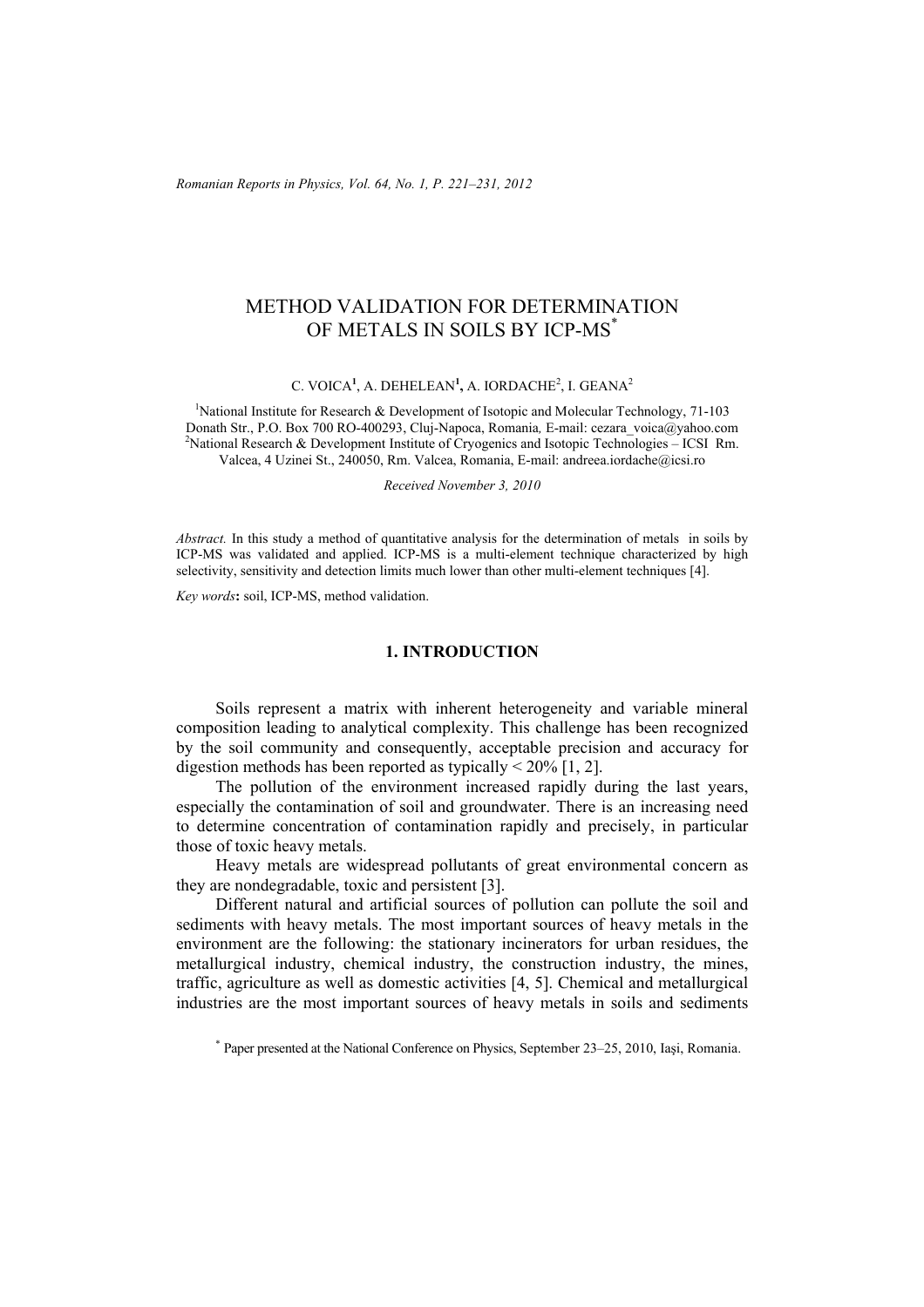# METHOD VALIDATION FOR DETERMINATION OF METALS IN SOILS BY ICP-MS*

C. VOICA[1], A. DEHELEAN[1], A. IORDACHE[2], I. GEANA[2]

[1]National Institute for Research & Development of Isotopic and Molecular Technology, 71-103 Donath Str., P.O. Box 700 RO-400293, Cluj-Napoca, Romania, E-mail: cezara_voica@yahoo.com
[2]National Research & Development Institute of Cryogenics and Isotopic Technologies – ICSI Rm. Valcea, 4 Uzinei St., 240050, Rm. Valcea, Romania, E-mail: andreea.iordache@icsi.ro

*Received November 3, 2010*

*Abstract.* In this study a method of quantitative analysis for the determination of metals in soils by ICP-MS was validated and applied. ICP-MS is a multi-element technique characterized by high selectivity, sensitivity and detection limits much lower than other multi-element techniques [4].

*Key words*: soil, ICP-MS, method validation.

## 1. INTRODUCTION

Soils represent a matrix with inherent heterogeneity and variable mineral composition leading to analytical complexity. This challenge has been recognized by the soil community and consequently, acceptable precision and accuracy for digestion methods has been reported as typically < 20% [1, 2].

The pollution of the environment increased rapidly during the last years, especially the contamination of soil and groundwater. There is an increasing need to determine concentration of contamination rapidly and precisely, in particular those of toxic heavy metals.

Heavy metals are widespread pollutants of great environmental concern as they are nondegradable, toxic and persistent [3].

Different natural and artificial sources of pollution can pollute the soil and sediments with heavy metals. The most important sources of heavy metals in the environment are the following: the stationary incinerators for urban residues, the metallurgical industry, chemical industry, the construction industry, the mines, traffic, agriculture as well as domestic activities [4, 5]. Chemical and metallurgical industries are the most important sources of heavy metals in soils and sediments

* Paper presented at the National Conference on Physics, September 23–25, 2010, Iaşi, Romania.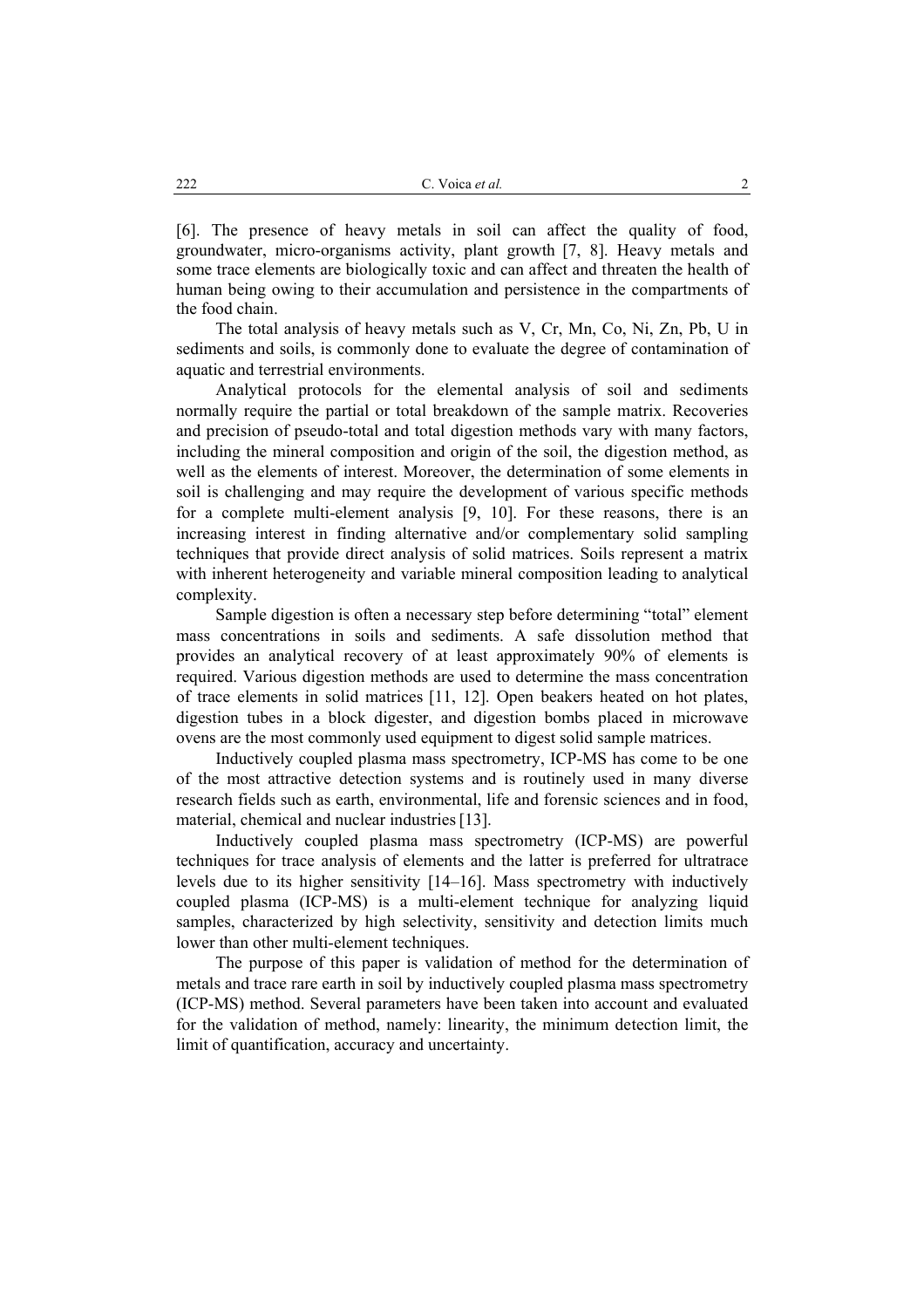[6]. The presence of heavy metals in soil can affect the quality of food, groundwater, micro-organisms activity, plant growth [7, 8]. Heavy metals and some trace elements are biologically toxic and can affect and threaten the health of human being owing to their accumulation and persistence in the compartments of the food chain.

The total analysis of heavy metals such as V, Cr, Mn, Co, Ni, Zn, Pb, U in sediments and soils, is commonly done to evaluate the degree of contamination of aquatic and terrestrial environments.

Analytical protocols for the elemental analysis of soil and sediments normally require the partial or total breakdown of the sample matrix. Recoveries and precision of pseudo-total and total digestion methods vary with many factors, including the mineral composition and origin of the soil, the digestion method, as well as the elements of interest. Moreover, the determination of some elements in soil is challenging and may require the development of various specific methods for a complete multi-element analysis [9, 10]. For these reasons, there is an increasing interest in finding alternative and/or complementary solid sampling techniques that provide direct analysis of solid matrices. Soils represent a matrix with inherent heterogeneity and variable mineral composition leading to analytical complexity.

Sample digestion is often a necessary step before determining "total" element mass concentrations in soils and sediments. A safe dissolution method that provides an analytical recovery of at least approximately 90% of elements is required. Various digestion methods are used to determine the mass concentration of trace elements in solid matrices [11, 12]. Open beakers heated on hot plates, digestion tubes in a block digester, and digestion bombs placed in microwave ovens are the most commonly used equipment to digest solid sample matrices.

Inductively coupled plasma mass spectrometry, ICP-MS has come to be one of the most attractive detection systems and is routinely used in many diverse research fields such as earth, environmental, life and forensic sciences and in food, material, chemical and nuclear industries [13].

Inductively coupled plasma mass spectrometry (ICP-MS) are powerful techniques for trace analysis of elements and the latter is preferred for ultratrace levels due to its higher sensitivity [14–16]. Mass spectrometry with inductively coupled plasma (ICP-MS) is a multi-element technique for analyzing liquid samples, characterized by high selectivity, sensitivity and detection limits much lower than other multi-element techniques.

The purpose of this paper is validation of method for the determination of metals and trace rare earth in soil by inductively coupled plasma mass spectrometry (ICP-MS) method. Several parameters have been taken into account and evaluated for the validation of method, namely: linearity, the minimum detection limit, the limit of quantification, accuracy and uncertainty.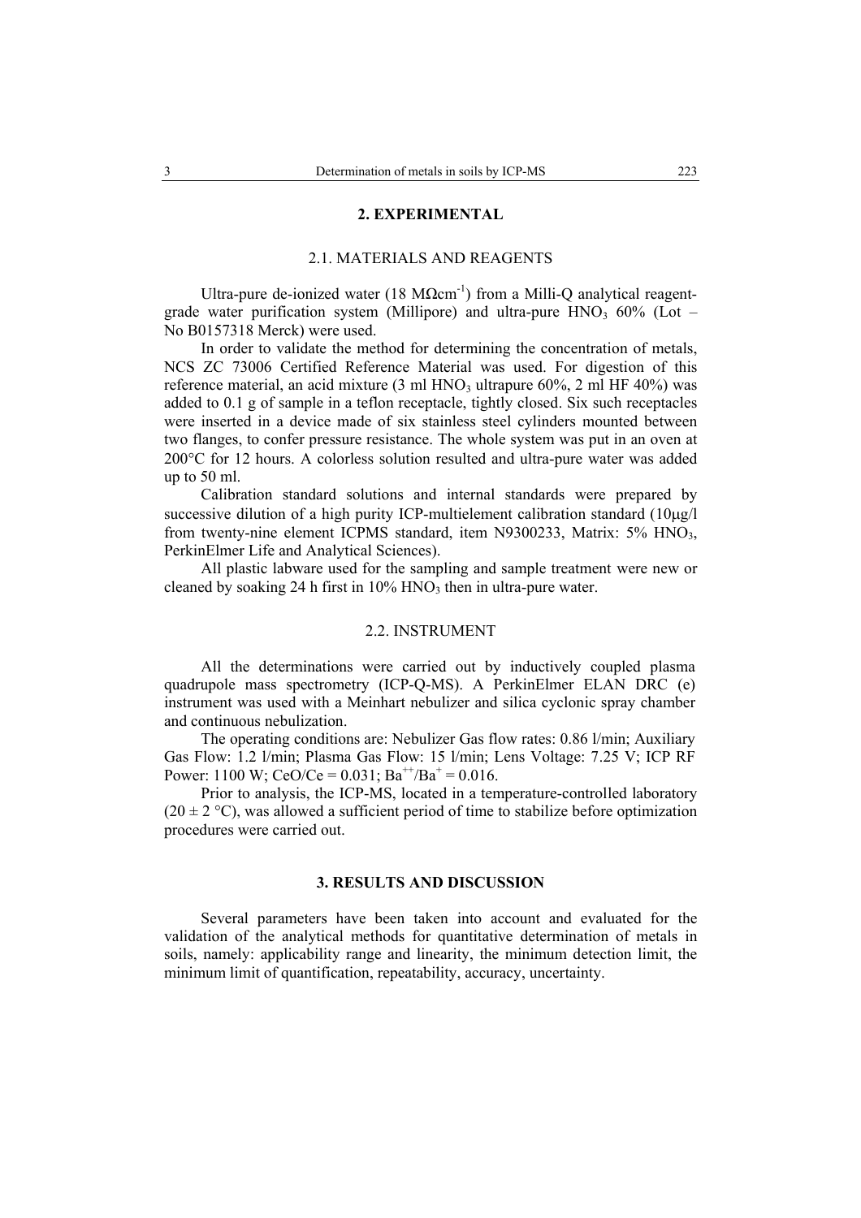## 2. EXPERIMENTAL

### 2.1. MATERIALS AND REAGENTS

Ultra-pure de-ionized water (18 M$\Omega$cm$^{-1}$) from a Milli-Q analytical reagent-grade water purification system (Millipore) and ultra-pure $HNO_3$ 60% (Lot – No B0157318 Merck) were used.

In order to validate the method for determining the concentration of metals, NCS ZC 73006 Certified Reference Material was used. For digestion of this reference material, an acid mixture (3 ml $HNO_3$ ultrapure 60%, 2 ml HF 40%) was added to 0.1 g of sample in a teflon receptacle, tightly closed. Six such receptacles were inserted in a device made of six stainless steel cylinders mounted between two flanges, to confer pressure resistance. The whole system was put in an oven at 200°C for 12 hours. A colorless solution resulted and ultra-pure water was added up to 50 ml.

Calibration standard solutions and internal standards were prepared by successive dilution of a high purity ICP-multielement calibration standard (10μg/l from twenty-nine element ICPMS standard, item N9300233, Matrix: 5% $HNO_3$, PerkinElmer Life and Analytical Sciences).

All plastic labware used for the sampling and sample treatment were new or cleaned by soaking 24 h first in 10% $HNO_3$ then in ultra-pure water.

### 2.2. INSTRUMENT

All the determinations were carried out by inductively coupled plasma quadrupole mass spectrometry (ICP-Q-MS). A PerkinElmer ELAN DRC (e) instrument was used with a Meinhart nebulizer and silica cyclonic spray chamber and continuous nebulization.

The operating conditions are: Nebulizer Gas flow rates: 0.86 l/min; Auxiliary Gas Flow: 1.2 l/min; Plasma Gas Flow: 15 l/min; Lens Voltage: 7.25 V; ICP RF Power: 1100 W; CeO/Ce = 0.031; $Ba^{++}/Ba^{+}$ = 0.016.

Prior to analysis, the ICP-MS, located in a temperature-controlled laboratory (20 ± 2 °C), was allowed a sufficient period of time to stabilize before optimization procedures were carried out.

## 3. RESULTS AND DISCUSSION

Several parameters have been taken into account and evaluated for the validation of the analytical methods for quantitative determination of metals in soils, namely: applicability range and linearity, the minimum detection limit, the minimum limit of quantification, repeatability, accuracy, uncertainty.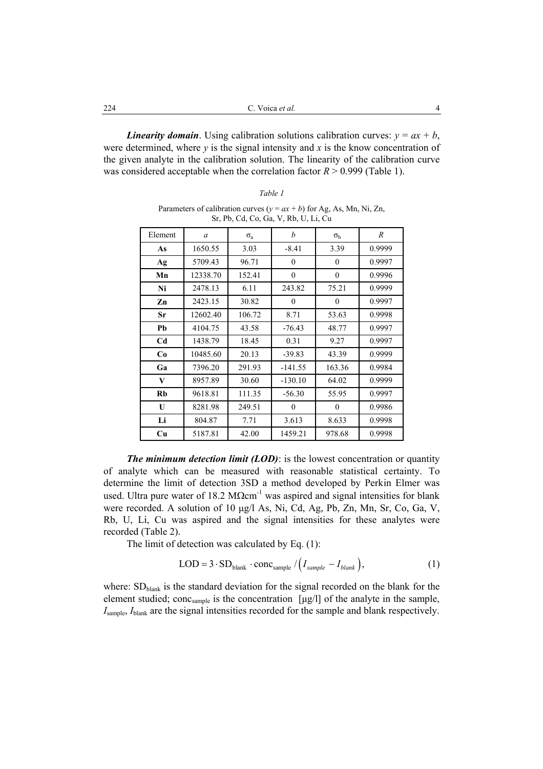***Linearity domain***. Using calibration solutions calibration curves: $y = ax + b$, were determined, where $y$ is the signal intensity and $x$ is the know concentration of the given analyte in the calibration solution. The linearity of the calibration curve was considered acceptable when the correlation factor $R > 0.999$ (Table 1).

*Table 1*

Parameters of calibration curves ($y = ax + b$) for Ag, As, Mn, Ni, Zn, Sr, Pb, Cd, Co, Ga, V, Rb, U, Li, Cu

| Element | $a$ | $\sigma_a$ | $b$ | $\sigma_b$ | $R$ |
|---|---|---|---|---|---|
| **As** | 1650.55 | 3.03 | -8.41 | 3.39 | 0.9999 |
| **Ag** | 5709.43 | 96.71 | 0 | 0 | 0.9997 |
| **Mn** | 12338.70 | 152.41 | 0 | 0 | 0.9996 |
| **Ni** | 2478.13 | 6.11 | 243.82 | 75.21 | 0.9999 |
| **Zn** | 2423.15 | 30.82 | 0 | 0 | 0.9997 |
| **Sr** | 12602.40 | 106.72 | 8.71 | 53.63 | 0.9998 |
| **Pb** | 4104.75 | 43.58 | -76.43 | 48.77 | 0.9997 |
| **Cd** | 1438.79 | 18.45 | 0.31 | 9.27 | 0.9997 |
| **Co** | 10485.60 | 20.13 | -39.83 | 43.39 | 0.9999 |
| **Ga** | 7396.20 | 291.93 | -141.55 | 163.36 | 0.9984 |
| **V** | 8957.89 | 30.60 | -130.10 | 64.02 | 0.9999 |
| **Rb** | 9618.81 | 111.35 | -56.30 | 55.95 | 0.9997 |
| **U** | 8281.98 | 249.51 | 0 | 0 | 0.9986 |
| **Li** | 804.87 | 7.71 | 3.613 | 8.633 | 0.9998 |
| **Cu** | 5187.81 | 42.00 | 1459.21 | 978.68 | 0.9998 |

***The minimum detection limit (LOD)***: is the lowest concentration or quantity of analyte which can be measured with reasonable statistical certainty. To determine the limit of detection 3SD a method developed by Perkin Elmer was used. Ultra pure water of 18.2 $M\Omega cm^{-1}$ was aspired and signal intensities for blank were recorded. A solution of 10 μg/l As, Ni, Cd, Ag, Pb, Zn, Mn, Sr, Co, Ga, V, Rb, U, Li, Cu was aspired and the signal intensities for these analytes were recorded (Table 2).

The limit of detection was calculated by Eq. (1):

$$\mathrm{LOD} = 3 \cdot \mathrm{SD}_{\mathrm{blank}} \cdot \mathrm{conc}_{\mathrm{sample}} / \left( I_{sample} - I_{blank} \right), \tag{1}$$

where: $\mathrm{SD}_{\mathrm{blank}}$ is the standard deviation for the signal recorded on the blank for the element studied; $\mathrm{conc}_{\mathrm{sample}}$ is the concentration [μg/l] of the analyte in the sample, $I_{\mathrm{sample}}$, $I_{\mathrm{blank}}$ are the signal intensities recorded for the sample and blank respectively.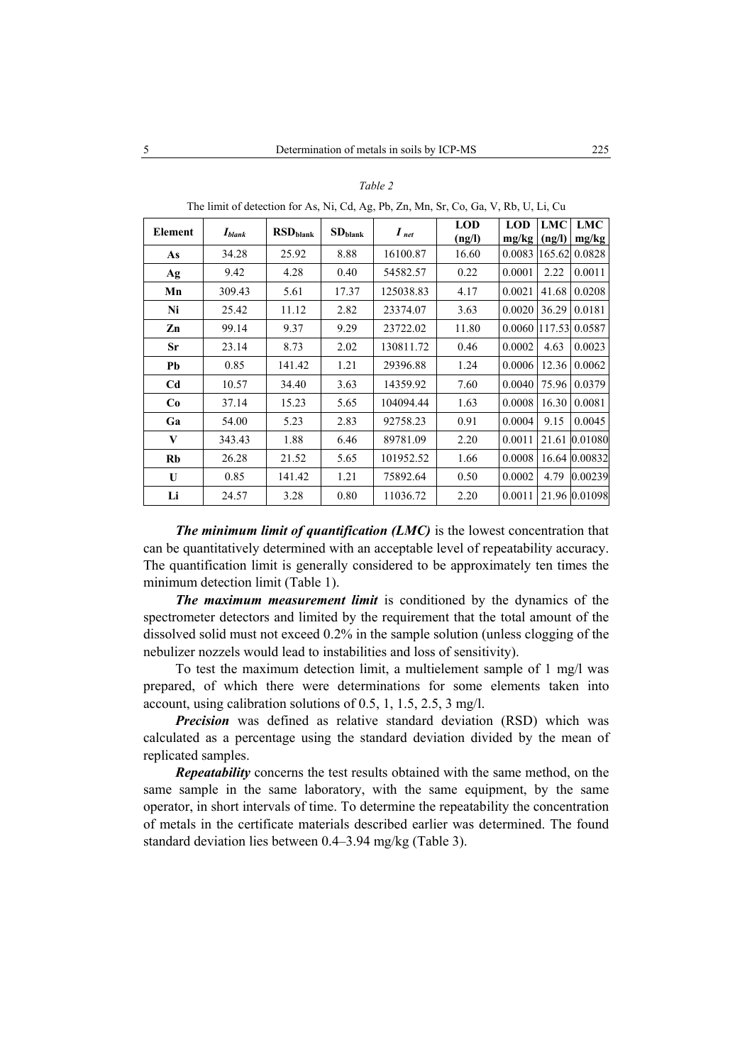*Table 2*

The limit of detection for As, Ni, Cd, Ag, Pb, Zn, Mn, Sr, Co, Ga, V, Rb, U, Li, Cu

| Element | $I_{blank}$ | $RSD_{blank}$ | $SD_{blank}$ | $I_{net}$ | LOD (ng/l) | LOD mg/kg | LMC (ng/l) | LMC mg/kg |
|---|---|---|---|---|---|---|---|---|
| **As** | 34.28 | 25.92 | 8.88 | 16100.87 | 16.60 | 0.0083 | 165.62 | 0.0828 |
| **Ag** | 9.42 | 4.28 | 0.40 | 54582.57 | 0.22 | 0.0001 | 2.22 | 0.0011 |
| **Mn** | 309.43 | 5.61 | 17.37 | 125038.83 | 4.17 | 0.0021 | 41.68 | 0.0208 |
| **Ni** | 25.42 | 11.12 | 2.82 | 23374.07 | 3.63 | 0.0020 | 36.29 | 0.0181 |
| **Zn** | 99.14 | 9.37 | 9.29 | 23722.02 | 11.80 | 0.0060 | 117.53 | 0.0587 |
| **Sr** | 23.14 | 8.73 | 2.02 | 130811.72 | 0.46 | 0.0002 | 4.63 | 0.0023 |
| **Pb** | 0.85 | 141.42 | 1.21 | 29396.88 | 1.24 | 0.0006 | 12.36 | 0.0062 |
| **Cd** | 10.57 | 34.40 | 3.63 | 14359.92 | 7.60 | 0.0040 | 75.96 | 0.0379 |
| **Co** | 37.14 | 15.23 | 5.65 | 104094.44 | 1.63 | 0.0008 | 16.30 | 0.0081 |
| **Ga** | 54.00 | 5.23 | 2.83 | 92758.23 | 0.91 | 0.0004 | 9.15 | 0.0045 |
| **V** | 343.43 | 1.88 | 6.46 | 89781.09 | 2.20 | 0.0011 | 21.61 | 0.01080 |
| **Rb** | 26.28 | 21.52 | 5.65 | 101952.52 | 1.66 | 0.0008 | 16.64 | 0.00832 |
| **U** | 0.85 | 141.42 | 1.21 | 75892.64 | 0.50 | 0.0002 | 4.79 | 0.00239 |
| **Li** | 24.57 | 3.28 | 0.80 | 11036.72 | 2.20 | 0.0011 | 21.96 | 0.01098 |

***The minimum limit of quantification (LMC)*** is the lowest concentration that can be quantitatively determined with an acceptable level of repeatability accuracy. The quantification limit is generally considered to be approximately ten times the minimum detection limit (Table 1).

***The maximum measurement limit*** is conditioned by the dynamics of the spectrometer detectors and limited by the requirement that the total amount of the dissolved solid must not exceed 0.2% in the sample solution (unless clogging of the nebulizer nozzels would lead to instabilities and loss of sensitivity).

To test the maximum detection limit, a multielement sample of 1 mg/l was prepared, of which there were determinations for some elements taken into account, using calibration solutions of 0.5, 1, 1.5, 2.5, 3 mg/l.

***Precision*** was defined as relative standard deviation (RSD) which was calculated as a percentage using the standard deviation divided by the mean of replicated samples.

***Repeatability*** concerns the test results obtained with the same method, on the same sample in the same laboratory, with the same equipment, by the same operator, in short intervals of time. To determine the repeatability the concentration of metals in the certificate materials described earlier was determined. The found standard deviation lies between 0.4–3.94 mg/kg (Table 3).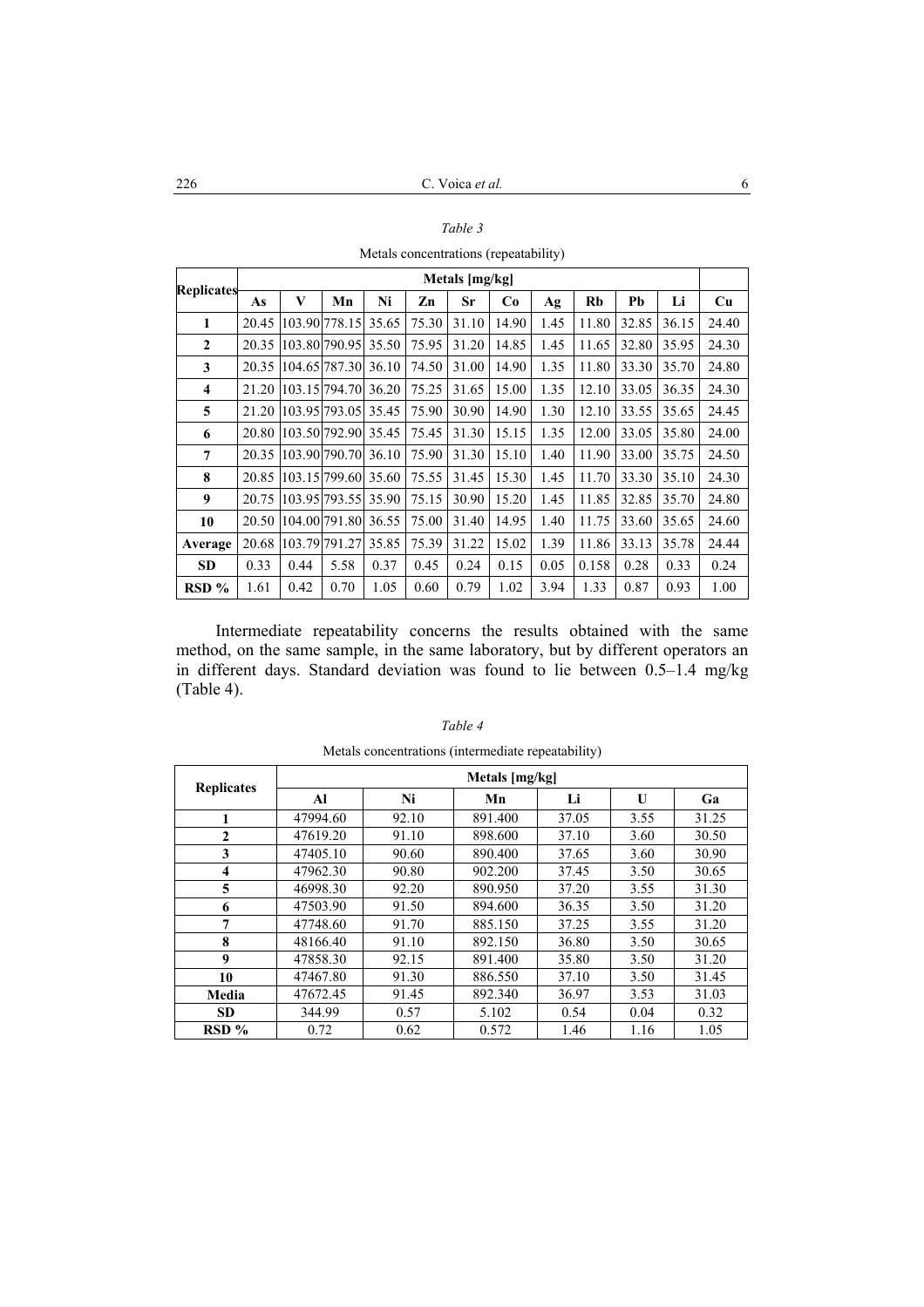*Table 3*

Metals concentrations (repeatability)

| Replicates | Metals [mg/kg] | | | | | | | | | | | |
|---|---|---|---|---|---|---|---|---|---|---|---|---|
| | As | V | Mn | Ni | Zn | Sr | Co | Ag | Rb | Pb | Li | Cu |
| **1** | 20.45 | 103.90 | 778.15 | 35.65 | 75.30 | 31.10 | 14.90 | 1.45 | 11.80 | 32.85 | 36.15 | 24.40 |
| **2** | 20.35 | 103.80 | 790.95 | 35.50 | 75.95 | 31.20 | 14.85 | 1.45 | 11.65 | 32.80 | 35.95 | 24.30 |
| **3** | 20.35 | 104.65 | 787.30 | 36.10 | 74.50 | 31.00 | 14.90 | 1.35 | 11.80 | 33.30 | 35.70 | 24.80 |
| **4** | 21.20 | 103.15 | 794.70 | 36.20 | 75.25 | 31.65 | 15.00 | 1.35 | 12.10 | 33.05 | 36.35 | 24.30 |
| **5** | 21.20 | 103.95 | 793.05 | 35.45 | 75.90 | 30.90 | 14.90 | 1.30 | 12.10 | 33.55 | 35.65 | 24.45 |
| **6** | 20.80 | 103.50 | 792.90 | 35.45 | 75.45 | 31.30 | 15.15 | 1.35 | 12.00 | 33.05 | 35.80 | 24.00 |
| **7** | 20.35 | 103.90 | 790.70 | 36.10 | 75.90 | 31.30 | 15.10 | 1.40 | 11.90 | 33.00 | 35.75 | 24.50 |
| **8** | 20.85 | 103.15 | 799.60 | 35.60 | 75.55 | 31.45 | 15.30 | 1.45 | 11.70 | 33.30 | 35.10 | 24.30 |
| **9** | 20.75 | 103.95 | 793.55 | 35.90 | 75.15 | 30.90 | 15.20 | 1.45 | 11.85 | 32.85 | 35.70 | 24.80 |
| **10** | 20.50 | 104.00 | 791.80 | 36.55 | 75.00 | 31.40 | 14.95 | 1.40 | 11.75 | 33.60 | 35.65 | 24.60 |
| **Average** | 20.68 | 103.79 | 791.27 | 35.85 | 75.39 | 31.22 | 15.02 | 1.39 | 11.86 | 33.13 | 35.78 | 24.44 |
| **SD** | 0.33 | 0.44 | 5.58 | 0.37 | 0.45 | 0.24 | 0.15 | 0.05 | 0.158 | 0.28 | 0.33 | 0.24 |
| **RSD %** | 1.61 | 0.42 | 0.70 | 1.05 | 0.60 | 0.79 | 1.02 | 3.94 | 1.33 | 0.87 | 0.93 | 1.00 |

Intermediate repeatability concerns the results obtained with the same method, on the same sample, in the same laboratory, but by different operators an in different days. Standard deviation was found to lie between 0.5–1.4 mg/kg (Table 4).

*Table 4*

Metals concentrations (intermediate repeatability)

| Replicates | Metals [mg/kg] | | | | | |
|---|---|---|---|---|---|---|
| | Al | Ni | Mn | Li | U | Ga |
| **1** | 47994.60 | 92.10 | 891.400 | 37.05 | 3.55 | 31.25 |
| **2** | 47619.20 | 91.10 | 898.600 | 37.10 | 3.60 | 30.50 |
| **3** | 47405.10 | 90.60 | 890.400 | 37.65 | 3.60 | 30.90 |
| **4** | 47962.30 | 90.80 | 902.200 | 37.45 | 3.50 | 30.65 |
| **5** | 46998.30 | 92.20 | 890.950 | 37.20 | 3.55 | 31.30 |
| **6** | 47503.90 | 91.50 | 894.600 | 36.35 | 3.50 | 31.20 |
| **7** | 47748.60 | 91.70 | 885.150 | 37.25 | 3.55 | 31.20 |
| **8** | 48166.40 | 91.10 | 892.150 | 36.80 | 3.50 | 30.65 |
| **9** | 47858.30 | 92.15 | 891.400 | 35.80 | 3.50 | 31.20 |
| **10** | 47467.80 | 91.30 | 886.550 | 37.10 | 3.50 | 31.45 |
| **Media** | 47672.45 | 91.45 | 892.340 | 36.97 | 3.53 | 31.03 |
| **SD** | 344.99 | 0.57 | 5.102 | 0.54 | 0.04 | 0.32 |
| **RSD %** | 0.72 | 0.62 | 0.572 | 1.46 | 1.16 | 1.05 |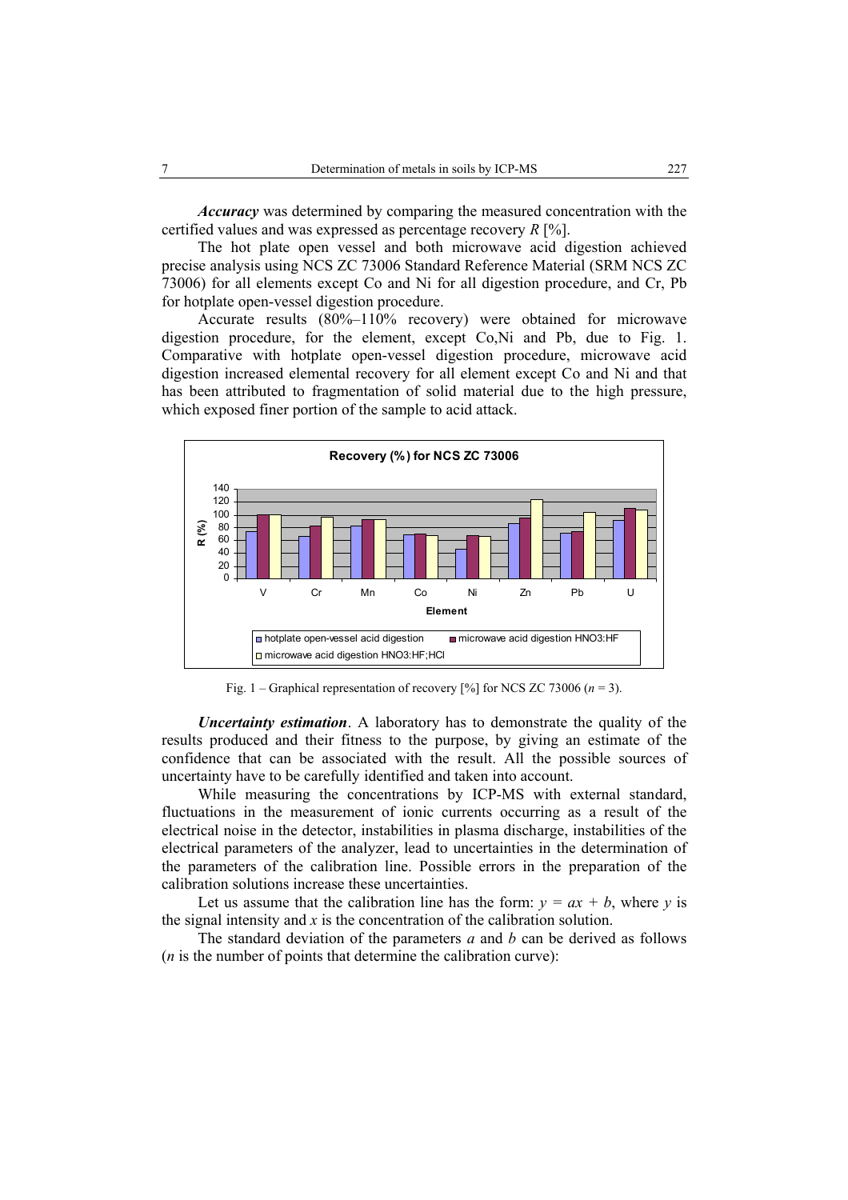***Accuracy*** was determined by comparing the measured concentration with the certified values and was expressed as percentage recovery $R$ [%].

The hot plate open vessel and both microwave acid digestion achieved precise analysis using NCS ZC 73006 Standard Reference Material (SRM NCS ZC 73006) for all elements except Co and Ni for all digestion procedure, and Cr, Pb for hotplate open-vessel digestion procedure.

Accurate results (80%–110% recovery) were obtained for microwave digestion procedure, for the element, except Co,Ni and Pb, due to Fig. 1. Comparative with hotplate open-vessel digestion procedure, microwave acid digestion increased elemental recovery for all element except Co and Ni and that has been attributed to fragmentation of solid material due to the high pressure, which exposed finer portion of the sample to acid attack.

Fig. 1 – Graphical representation of recovery [%] for NCS ZC 73006 ($n$ = 3).

***Uncertainty estimation***. A laboratory has to demonstrate the quality of the results produced and their fitness to the purpose, by giving an estimate of the confidence that can be associated with the result. All the possible sources of uncertainty have to be carefully identified and taken into account.

While measuring the concentrations by ICP-MS with external standard, fluctuations in the measurement of ionic currents occurring as a result of the electrical noise in the detector, instabilities in plasma discharge, instabilities of the electrical parameters of the analyzer, lead to uncertainties in the determination of the parameters of the calibration line. Possible errors in the preparation of the calibration solutions increase these uncertainties.

Let us assume that the calibration line has the form: $y = ax + b$, where $y$ is the signal intensity and $x$ is the concentration of the calibration solution.

The standard deviation of the parameters $a$ and $b$ can be derived as follows ($n$ is the number of points that determine the calibration curve):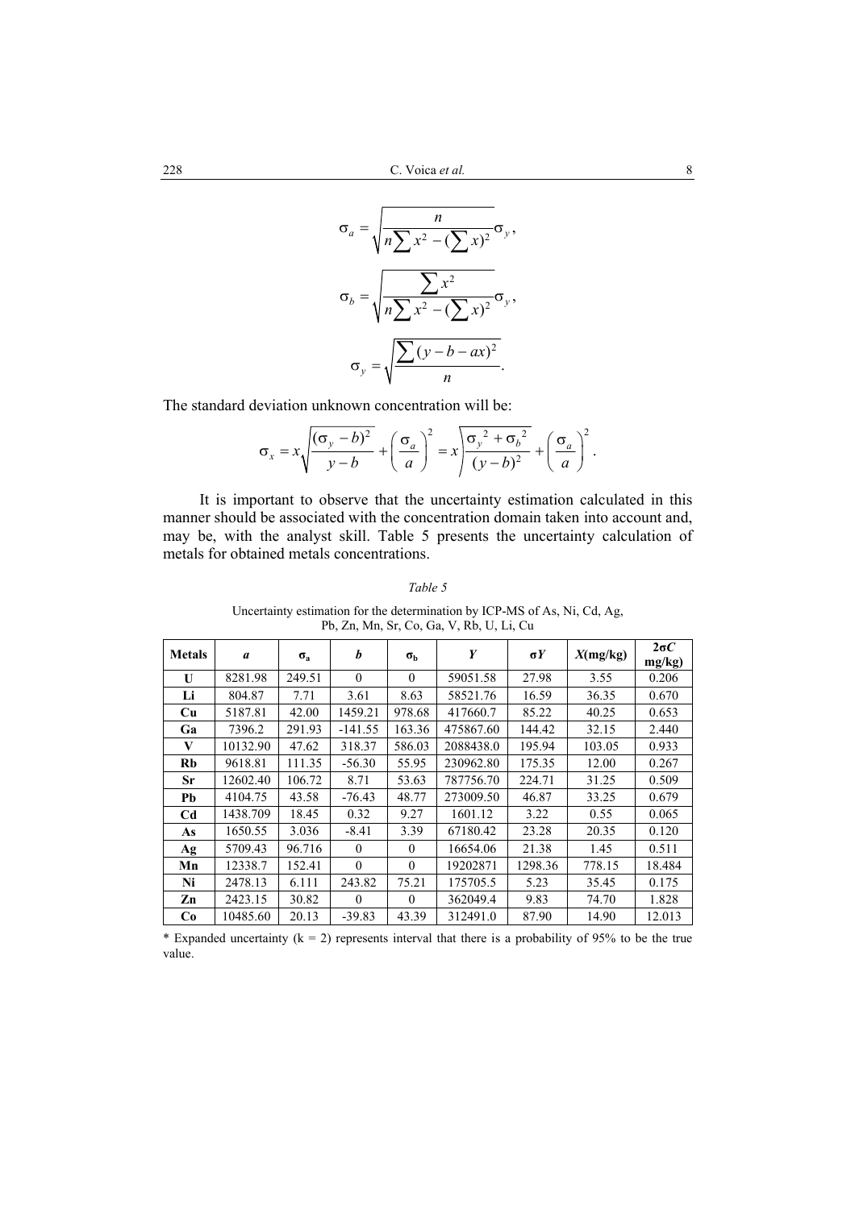$$\sigma_a = \sqrt{\frac{n}{n\sum x^2 - (\sum x)^2}}\sigma_y,$$

$$\sigma_b = \sqrt{\frac{\sum x^2}{n\sum x^2 - (\sum x)^2}}\sigma_y,$$

$$\sigma_y = \sqrt{\frac{\sum (y - b - ax)^2}{n}}.$$

The standard deviation unknown concentration will be:

$$\sigma_x = x\sqrt{\frac{(\sigma_y - b)^2}{y - b} + \left(\frac{\sigma_a}{a}\right)^2} = x\sqrt{\frac{\sigma_y{}^2 + \sigma_b{}^2}{(y - b)^2} + \left(\frac{\sigma_a}{a}\right)^2}.$$

It is important to observe that the uncertainty estimation calculated in this manner should be associated with the concentration domain taken into account and, may be, with the analyst skill. Table 5 presents the uncertainty calculation of metals for obtained metals concentrations.

*Table 5*

Uncertainty estimation for the determination by ICP-MS of As, Ni, Cd, Ag, Pb, Zn, Mn, Sr, Co, Ga, V, Rb, U, Li, Cu

| Metals | *a* | $\sigma_a$ | *b* | $\sigma_b$ | *Y* | $\sigma Y$ | *X*(mg/kg) | $2\sigma C$ mg/kg) |
|---|---|---|---|---|---|---|---|---|
| **U** | 8281.98 | 249.51 | 0 | 0 | 59051.58 | 27.98 | 3.55 | 0.206 |
| **Li** | 804.87 | 7.71 | 3.61 | 8.63 | 58521.76 | 16.59 | 36.35 | 0.670 |
| **Cu** | 5187.81 | 42.00 | 1459.21 | 978.68 | 417660.7 | 85.22 | 40.25 | 0.653 |
| **Ga** | 7396.2 | 291.93 | -141.55 | 163.36 | 475867.60 | 144.42 | 32.15 | 2.440 |
| **V** | 10132.90 | 47.62 | 318.37 | 586.03 | 2088438.0 | 195.94 | 103.05 | 0.933 |
| **Rb** | 9618.81 | 111.35 | -56.30 | 55.95 | 230962.80 | 175.35 | 12.00 | 0.267 |
| **Sr** | 12602.40 | 106.72 | 8.71 | 53.63 | 787756.70 | 224.71 | 31.25 | 0.509 |
| **Pb** | 4104.75 | 43.58 | -76.43 | 48.77 | 273009.50 | 46.87 | 33.25 | 0.679 |
| **Cd** | 1438.709 | 18.45 | 0.32 | 9.27 | 1601.12 | 3.22 | 0.55 | 0.065 |
| **As** | 1650.55 | 3.036 | -8.41 | 3.39 | 67180.42 | 23.28 | 20.35 | 0.120 |
| **Ag** | 5709.43 | 96.716 | 0 | 0 | 16654.06 | 21.38 | 1.45 | 0.511 |
| **Mn** | 12338.7 | 152.41 | 0 | 0 | 19202871 | 1298.36 | 778.15 | 18.484 |
| **Ni** | 2478.13 | 6.111 | 243.82 | 75.21 | 175705.5 | 5.23 | 35.45 | 0.175 |
| **Zn** | 2423.15 | 30.82 | 0 | 0 | 362049.4 | 9.83 | 74.70 | 1.828 |
| **Co** | 10485.60 | 20.13 | -39.83 | 43.39 | 312491.0 | 87.90 | 14.90 | 12.013 |

* Expanded uncertainty (k = 2) represents interval that there is a probability of 95% to be the true value.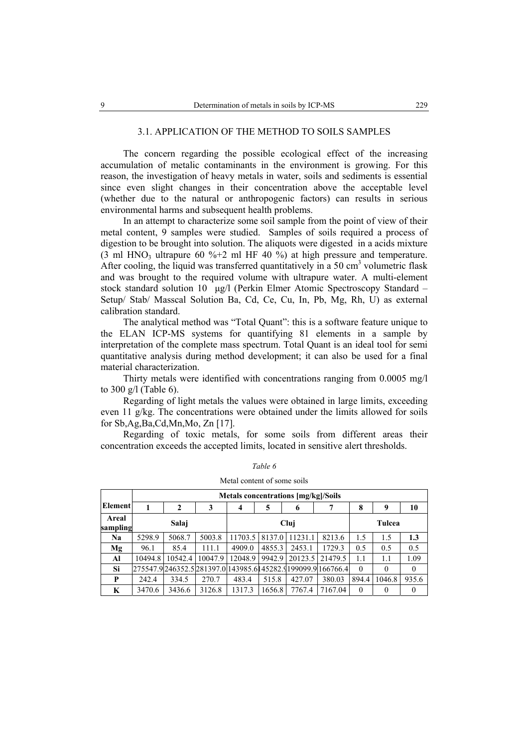### 3.1. APPLICATION OF THE METHOD TO SOILS SAMPLES

The concern regarding the possible ecological effect of the increasing accumulation of metalic contaminants in the environment is growing. For this reason, the investigation of heavy metals in water, soils and sediments is essential since even slight changes in their concentration above the acceptable level (whether due to the natural or anthropogenic factors) can results in serious environmental harms and subsequent health problems.

In an attempt to characterize some soil sample from the point of view of their metal content, 9 samples were studied. Samples of soils required a process of digestion to be brought into solution. The aliquots were digested in a acids mixture (3 ml $HNO_3$ ultrapure 60 %+2 ml HF 40 %) at high pressure and temperature. After cooling, the liquid was transferred quantitatively in a 50 $cm^3$ volumetric flask and was brought to the required volume with ultrapure water. A multi-element stock standard solution 10 µg/l (Perkin Elmer Atomic Spectroscopy Standard – Setup/ Stab/ Masscal Solution Ba, Cd, Ce, Cu, In, Pb, Mg, Rh, U) as external calibration standard.

The analytical method was "Total Quant": this is a software feature unique to the ELAN ICP-MS systems for quantifying 81 elements in a sample by interpretation of the complete mass spectrum. Total Quant is an ideal tool for semi quantitative analysis during method development; it can also be used for a final material characterization.

Thirty metals were identified with concentrations ranging from 0.0005 mg/l to 300 g/l (Table 6).

Regarding of light metals the values were obtained in large limits, exceeding even 11 g/kg. The concentrations were obtained under the limits allowed for soils for Sb,Ag,Ba,Cd,Mn,Mo, Zn [17].

Regarding of toxic metals, for some soils from different areas their concentration exceeds the accepted limits, located in sensitive alert thresholds.

*Table 6*

Metal content of some soils

| Element | Metals concentrations [mg/kg]/Soils | | | | | | | | | |
|---|---|---|---|---|---|---|---|---|---|---|
| | 1 | 2 | 3 | 4 | 5 | 6 | 7 | 8 | 9 | 10 |
| Areal sampling | Salaj | | | Cluj | | | | Tulcea | | |
| Na | 5298.9 | 5068.7 | 5003.8 | 11703.5 | 8137.0 | 11231.1 | 8213.6 | 1.5 | 1.5 | **1.3** |
| Mg | 96.1 | 85.4 | 111.1 | 4909.0 | 4855.3 | 2453.1 | 1729.3 | 0.5 | 0.5 | 0.5 |
| Al | 10494.8 | 10542.4 | 10047.9 | 12048.9 | 9942.9 | 20123.5 | 21479.5 | 1.1 | 1.1 | 1.09 |
| Si | 275547.9 | 246352.5 | 281397.0 | 143985.6 | 145282.9 | 199099.9 | 166766.4 | 0 | 0 | 0 |
| P | 242.4 | 334.5 | 270.7 | 483.4 | 515.8 | 427.07 | 380.03 | 894.4 | 1046.8 | 935.6 |
| K | 3470.6 | 3436.6 | 3126.8 | 1317.3 | 1656.8 | 7767.4 | 7167.04 | 0 | 0 | 0 |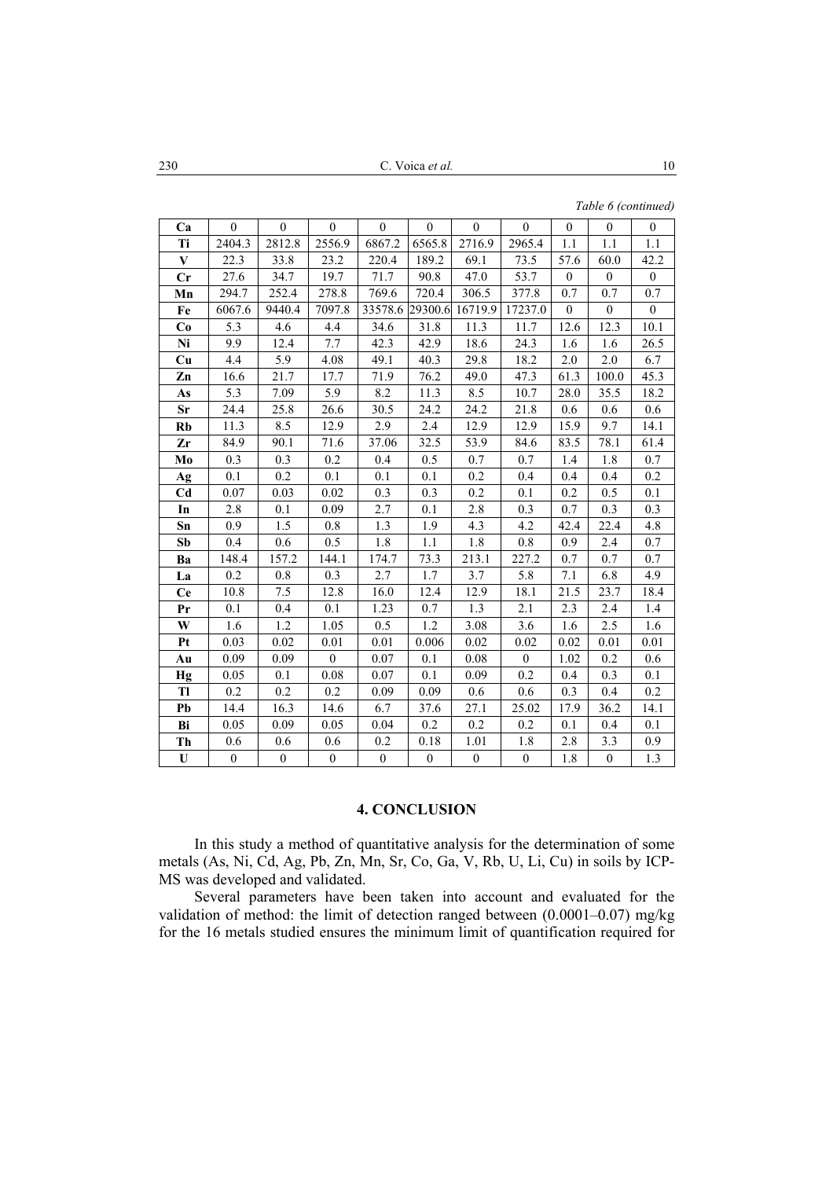*Table 6 (continued)*

| **Ca** | 0 | 0 | 0 | 0 | 0 | 0 | 0 | 0 | 0 | 0 |
|---|---|---|---|---|---|---|---|---|---|---|
| **Ti** | 2404.3 | 2812.8 | 2556.9 | 6867.2 | 6565.8 | 2716.9 | 2965.4 | 1.1 | 1.1 | 1.1 |
| **V** | 22.3 | 33.8 | 23.2 | 220.4 | 189.2 | 69.1 | 73.5 | 57.6 | 60.0 | 42.2 |
| **Cr** | 27.6 | 34.7 | 19.7 | 71.7 | 90.8 | 47.0 | 53.7 | 0 | 0 | 0 |
| **Mn** | 294.7 | 252.4 | 278.8 | 769.6 | 720.4 | 306.5 | 377.8 | 0.7 | 0.7 | 0.7 |
| **Fe** | 6067.6 | 9440.4 | 7097.8 | 33578.6 | 29300.6 | 16719.9 | 17237.0 | 0 | 0 | 0 |
| **Co** | 5.3 | 4.6 | 4.4 | 34.6 | 31.8 | 11.3 | 11.7 | 12.6 | 12.3 | 10.1 |
| **Ni** | 9.9 | 12.4 | 7.7 | 42.3 | 42.9 | 18.6 | 24.3 | 1.6 | 1.6 | 26.5 |
| **Cu** | 4.4 | 5.9 | 4.08 | 49.1 | 40.3 | 29.8 | 18.2 | 2.0 | 2.0 | 6.7 |
| **Zn** | 16.6 | 21.7 | 17.7 | 71.9 | 76.2 | 49.0 | 47.3 | 61.3 | 100.0 | 45.3 |
| **As** | 5.3 | 7.09 | 5.9 | 8.2 | 11.3 | 8.5 | 10.7 | 28.0 | 35.5 | 18.2 |
| **Sr** | 24.4 | 25.8 | 26.6 | 30.5 | 24.2 | 24.2 | 21.8 | 0.6 | 0.6 | 0.6 |
| **Rb** | 11.3 | 8.5 | 12.9 | 2.9 | 2.4 | 12.9 | 12.9 | 15.9 | 9.7 | 14.1 |
| **Zr** | 84.9 | 90.1 | 71.6 | 37.06 | 32.5 | 53.9 | 84.6 | 83.5 | 78.1 | 61.4 |
| **Mo** | 0.3 | 0.3 | 0.2 | 0.4 | 0.5 | 0.7 | 0.7 | 1.4 | 1.8 | 0.7 |
| **Ag** | 0.1 | 0.2 | 0.1 | 0.1 | 0.1 | 0.2 | 0.4 | 0.4 | 0.4 | 0.2 |
| **Cd** | 0.07 | 0.03 | 0.02 | 0.3 | 0.3 | 0.2 | 0.1 | 0.2 | 0.5 | 0.1 |
| **In** | 2.8 | 0.1 | 0.09 | 2.7 | 0.1 | 2.8 | 0.3 | 0.7 | 0.3 | 0.3 |
| **Sn** | 0.9 | 1.5 | 0.8 | 1.3 | 1.9 | 4.3 | 4.2 | 42.4 | 22.4 | 4.8 |
| **Sb** | 0.4 | 0.6 | 0.5 | 1.8 | 1.1 | 1.8 | 0.8 | 0.9 | 2.4 | 0.7 |
| **Ba** | 148.4 | 157.2 | 144.1 | 174.7 | 73.3 | 213.1 | 227.2 | 0.7 | 0.7 | 0.7 |
| **La** | 0.2 | 0.8 | 0.3 | 2.7 | 1.7 | 3.7 | 5.8 | 7.1 | 6.8 | 4.9 |
| **Ce** | 10.8 | 7.5 | 12.8 | 16.0 | 12.4 | 12.9 | 18.1 | 21.5 | 23.7 | 18.4 |
| **Pr** | 0.1 | 0.4 | 0.1 | 1.23 | 0.7 | 1.3 | 2.1 | 2.3 | 2.4 | 1.4 |
| **W** | 1.6 | 1.2 | 1.05 | 0.5 | 1.2 | 3.08 | 3.6 | 1.6 | 2.5 | 1.6 |
| **Pt** | 0.03 | 0.02 | 0.01 | 0.01 | 0.006 | 0.02 | 0.02 | 0.02 | 0.01 | 0.01 |
| **Au** | 0.09 | 0.09 | 0 | 0.07 | 0.1 | 0.08 | 0 | 1.02 | 0.2 | 0.6 |
| **Hg** | 0.05 | 0.1 | 0.08 | 0.07 | 0.1 | 0.09 | 0.2 | 0.4 | 0.3 | 0.1 |
| **Tl** | 0.2 | 0.2 | 0.2 | 0.09 | 0.09 | 0.6 | 0.6 | 0.3 | 0.4 | 0.2 |
| **Pb** | 14.4 | 16.3 | 14.6 | 6.7 | 37.6 | 27.1 | 25.02 | 17.9 | 36.2 | 14.1 |
| **Bi** | 0.05 | 0.09 | 0.05 | 0.04 | 0.2 | 0.2 | 0.2 | 0.1 | 0.4 | 0.1 |
| **Th** | 0.6 | 0.6 | 0.6 | 0.2 | 0.18 | 1.01 | 1.8 | 2.8 | 3.3 | 0.9 |
| **U** | 0 | 0 | 0 | 0 | 0 | 0 | 0 | 1.8 | 0 | 1.3 |

## 4. CONCLUSION

In this study a method of quantitative analysis for the determination of some metals (As, Ni, Cd, Ag, Pb, Zn, Mn, Sr, Co, Ga, V, Rb, U, Li, Cu) in soils by ICP-MS was developed and validated.

Several parameters have been taken into account and evaluated for the validation of method: the limit of detection ranged between (0.0001–0.07) mg/kg for the 16 metals studied ensures the minimum limit of quantification required for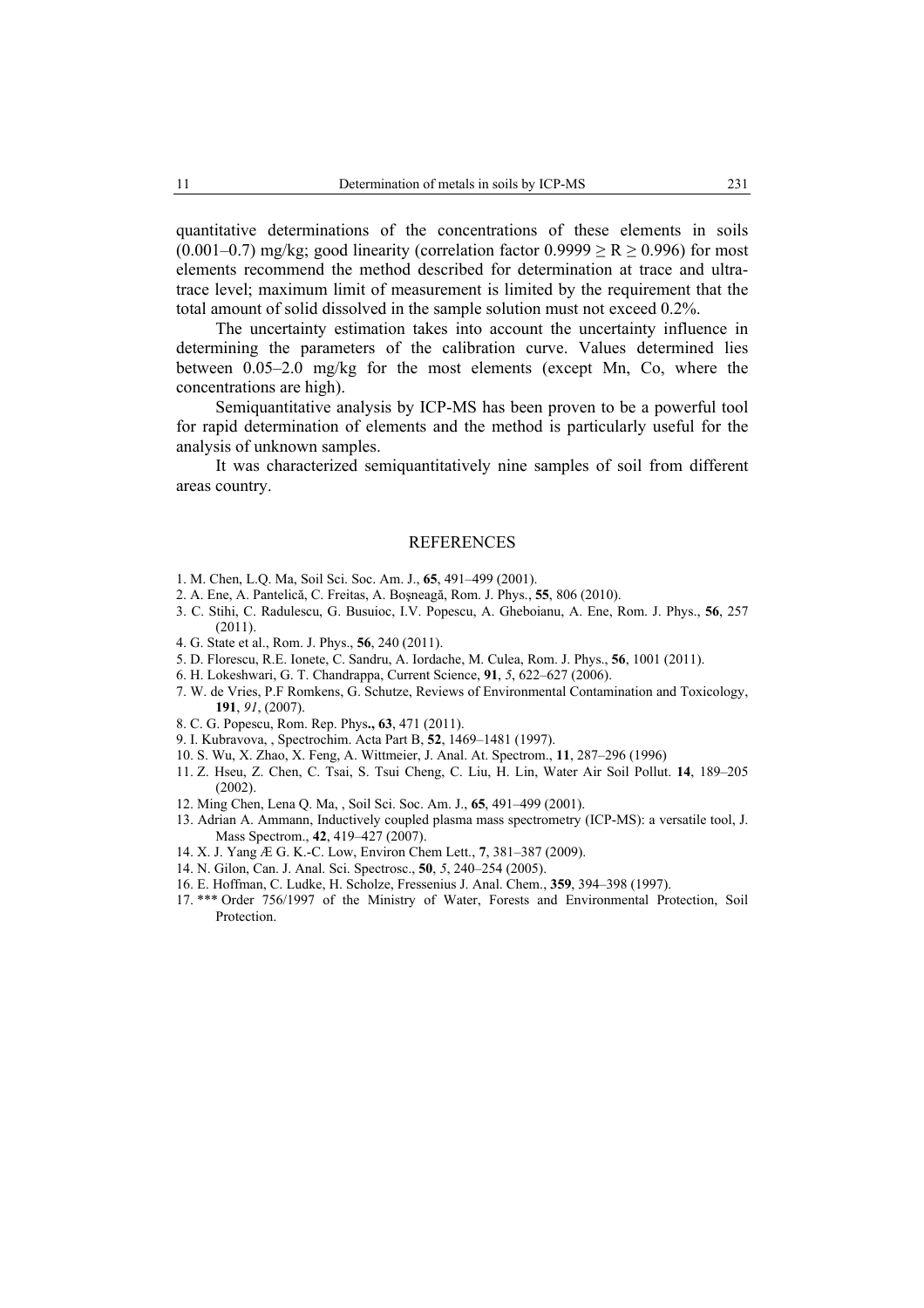quantitative determinations of the concentrations of these elements in soils (0.001–0.7) mg/kg; good linearity (correlation factor $0.9999 \geq R \geq 0.996$) for most elements recommend the method described for determination at trace and ultra-trace level; maximum limit of measurement is limited by the requirement that the total amount of solid dissolved in the sample solution must not exceed 0.2%.

The uncertainty estimation takes into account the uncertainty influence in determining the parameters of the calibration curve. Values determined lies between 0.05–2.0 mg/kg for the most elements (except Mn, Co, where the concentrations are high).

Semiquantitative analysis by ICP-MS has been proven to be a powerful tool for rapid determination of elements and the method is particularly useful for the analysis of unknown samples.

It was characterized semiquantitatively nine samples of soil from different areas country.

## REFERENCES

1. M. Chen, L.Q. Ma, Soil Sci. Soc. Am. J., **65**, 491–499 (2001).
2. A. Ene, A. Pantelică, C. Freitas, A. Boşneagă, Rom. J. Phys., **55**, 806 (2010).
3. C. Stihi, C. Radulescu, G. Busuioc, I.V. Popescu, A. Gheboianu, A. Ene, Rom. J. Phys., **56**, 257 (2011).
4. G. State et al., Rom. J. Phys., **56**, 240 (2011).
5. D. Florescu, R.E. Ionete, C. Sandru, A. Iordache, M. Culea, Rom. J. Phys., **56**, 1001 (2011).
6. H. Lokeshwari, G. T. Chandrappa, Current Science, **91**, *5*, 622–627 (2006).
7. W. de Vries, P.F Romkens, G. Schutze, Reviews of Environmental Contamination and Toxicology, **191**, *91*, (2007).
8. C. G. Popescu, Rom. Rep. Phys**.,** **63**, 471 (2011).
9. I. Kubravova, , Spectrochim. Acta Part B, **52**, 1469–1481 (1997).
10. S. Wu, X. Zhao, X. Feng, A. Wittmeier, J. Anal. At. Spectrom., **11**, 287–296 (1996)
11. Z. Hseu, Z. Chen, C. Tsai, S. Tsui Cheng, C. Liu, H. Lin, Water Air Soil Pollut. **14**, 189–205 (2002).
12. Ming Chen, Lena Q. Ma, , Soil Sci. Soc. Am. J., **65**, 491–499 (2001).
13. Adrian A. Ammann, Inductively coupled plasma mass spectrometry (ICP-MS): a versatile tool, J. Mass Spectrom., **42**, 419–427 (2007).
14. X. J. Yang Æ G. K.-C. Low, Environ Chem Lett., **7**, 381–387 (2009).
14. N. Gilon, Can. J. Anal. Sci. Spectrosc., **50**, *5*, 240–254 (2005).
16. E. Hoffman, C. Ludke, H. Scholze, Fressenius J. Anal. Chem., **359**, 394–398 (1997).
17. \*\*\* Order 756/1997 of the Ministry of Water, Forests and Environmental Protection, Soil Protection.